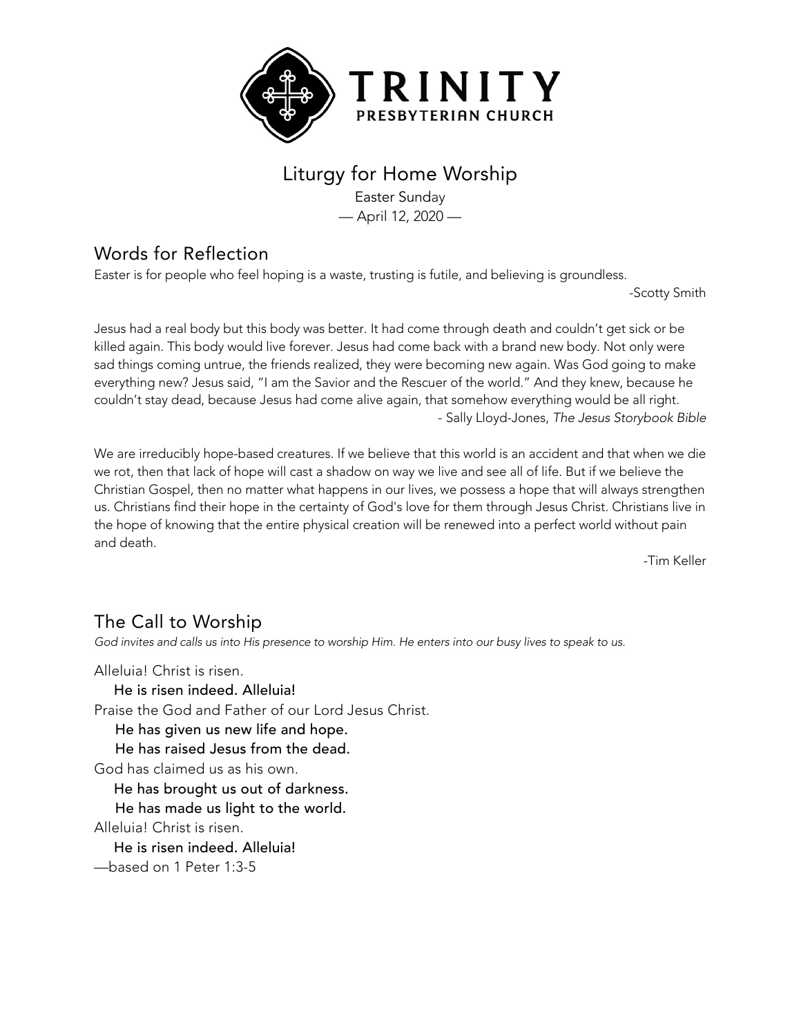# TRINITY
PRESBYTERIAN CHURCH

## Liturgy for Home Worship

Easter Sunday

— April 12, 2020 —

## Words for Reflection

Easter is for people who feel hoping is a waste, trusting is futile, and believing is groundless.

-Scotty Smith

Jesus had a real body but this body was better. It had come through death and couldn't get sick or be killed again. This body would live forever. Jesus had come back with a brand new body. Not only were sad things coming untrue, the friends realized, they were becoming new again. Was God going to make everything new? Jesus said, "I am the Savior and the Rescuer of the world." And they knew, because he couldn't stay dead, because Jesus had come alive again, that somehow everything would be all right.

- Sally Lloyd-Jones, *The Jesus Storybook Bible*

We are irreducibly hope-based creatures. If we believe that this world is an accident and that when we die we rot, then that lack of hope will cast a shadow on way we live and see all of life. But if we believe the Christian Gospel, then no matter what happens in our lives, we possess a hope that will always strengthen us. Christians find their hope in the certainty of God's love for them through Jesus Christ. Christians live in the hope of knowing that the entire physical creation will be renewed into a perfect world without pain and death.

-Tim Keller

## The Call to Worship

*God invites and calls us into His presence to worship Him. He enters into our busy lives to speak to us.*

Alleluia! Christ is risen.

**He is risen indeed. Alleluia!**

Praise the God and Father of our Lord Jesus Christ.

**He has given us new life and hope.**

**He has raised Jesus from the dead.**

God has claimed us as his own.

**He has brought us out of darkness.**

**He has made us light to the world.**

Alleluia! Christ is risen.

**He is risen indeed. Alleluia!**

—based on 1 Peter 1:3-5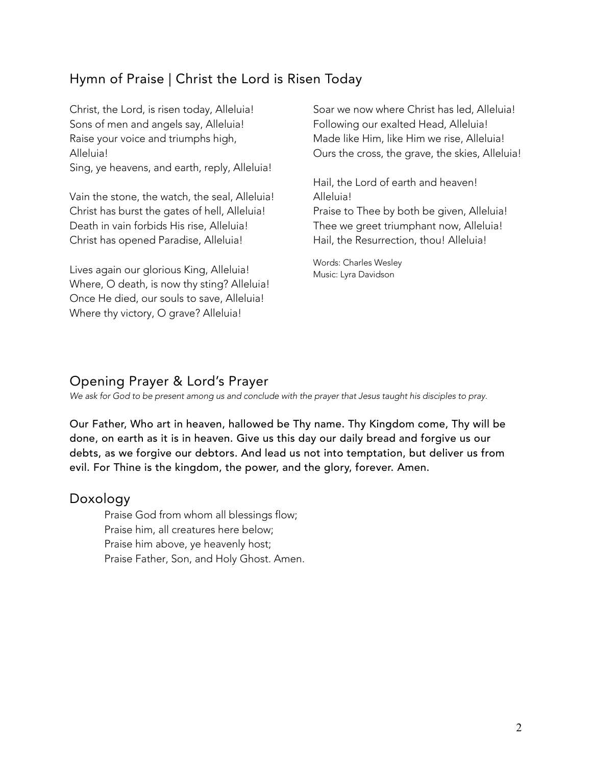## Hymn of Praise | Christ the Lord is Risen Today

Christ, the Lord, is risen today, Alleluia!
Sons of men and angels say, Alleluia!
Raise your voice and triumphs high,
Alleluia!
Sing, ye heavens, and earth, reply, Alleluia!

Vain the stone, the watch, the seal, Alleluia!
Christ has burst the gates of hell, Alleluia!
Death in vain forbids His rise, Alleluia!
Christ has opened Paradise, Alleluia!

Lives again our glorious King, Alleluia!
Where, O death, is now thy sting? Alleluia!
Once He died, our souls to save, Alleluia!
Where thy victory, O grave? Alleluia!

Soar we now where Christ has led, Alleluia!
Following our exalted Head, Alleluia!
Made like Him, like Him we rise, Alleluia!
Ours the cross, the grave, the skies, Alleluia!

Hail, the Lord of earth and heaven!
Alleluia!
Praise to Thee by both be given, Alleluia!
Thee we greet triumphant now, Alleluia!
Hail, the Resurrection, thou! Alleluia!

Words: Charles Wesley
Music: Lyra Davidson

## Opening Prayer & Lord's Prayer

*We ask for God to be present among us and conclude with the prayer that Jesus taught his disciples to pray.*

**Our Father, Who art in heaven, hallowed be Thy name. Thy Kingdom come, Thy will be done, on earth as it is in heaven. Give us this day our daily bread and forgive us our debts, as we forgive our debtors. And lead us not into temptation, but deliver us from evil. For Thine is the kingdom, the power, and the glory, forever. Amen.**

## Doxology

Praise God from whom all blessings flow;
Praise him, all creatures here below;
Praise him above, ye heavenly host;
Praise Father, Son, and Holy Ghost. Amen.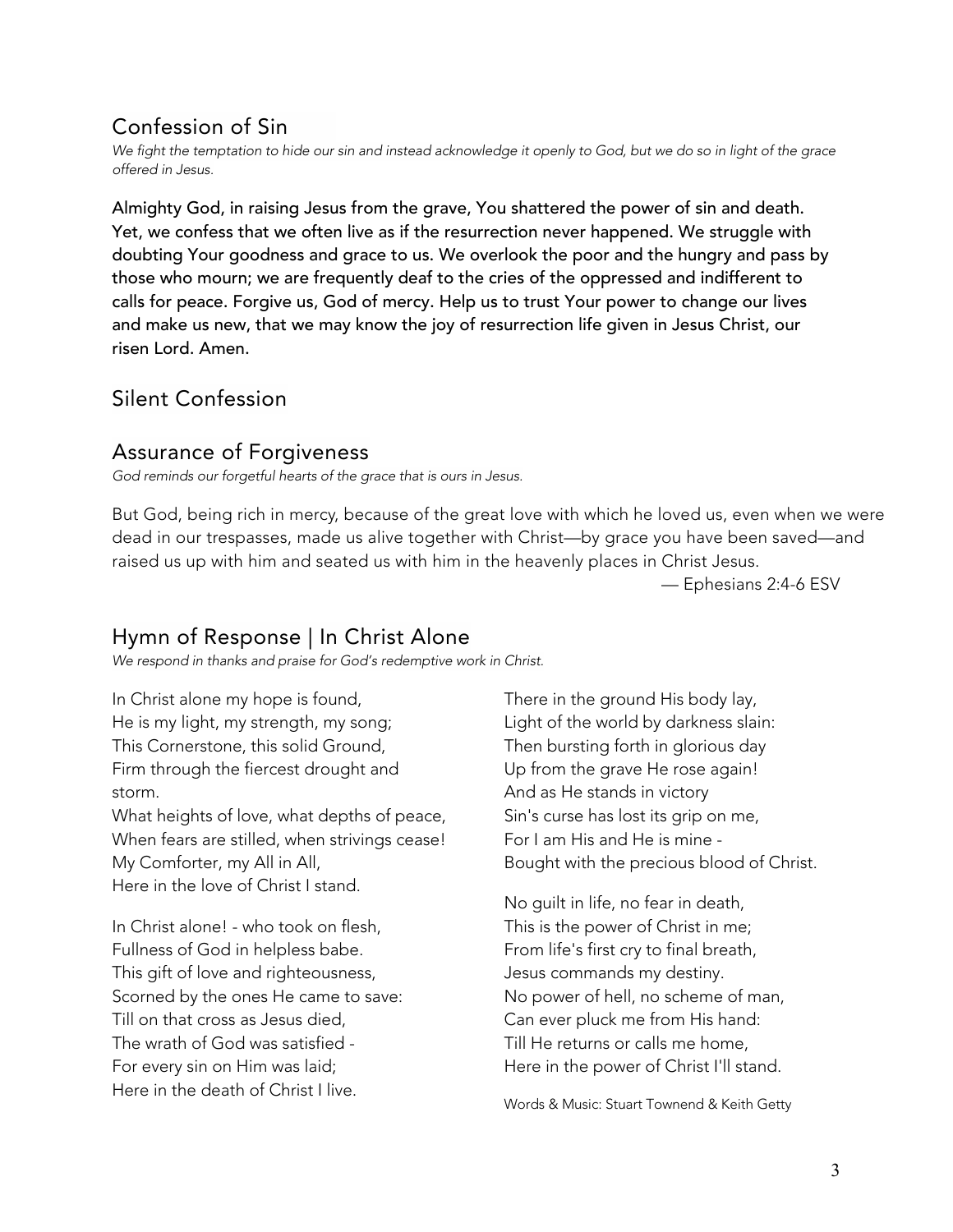## Confession of Sin

*We fight the temptation to hide our sin and instead acknowledge it openly to God, but we do so in light of the grace offered in Jesus.*

**Almighty God, in raising Jesus from the grave, You shattered the power of sin and death. Yet, we confess that we often live as if the resurrection never happened. We struggle with doubting Your goodness and grace to us. We overlook the poor and the hungry and pass by those who mourn; we are frequently deaf to the cries of the oppressed and indifferent to calls for peace. Forgive us, God of mercy. Help us to trust Your power to change our lives and make us new, that we may know the joy of resurrection life given in Jesus Christ, our risen Lord. Amen.**

## Silent Confession

## Assurance of Forgiveness

*God reminds our forgetful hearts of the grace that is ours in Jesus.*

But God, being rich in mercy, because of the great love with which he loved us, even when we were dead in our trespasses, made us alive together with Christ—by grace you have been saved—and raised us up with him and seated us with him in the heavenly places in Christ Jesus.

— Ephesians 2:4-6 ESV

## Hymn of Response | In Christ Alone

*We respond in thanks and praise for God's redemptive work in Christ.*

In Christ alone my hope is found,
He is my light, my strength, my song;
This Cornerstone, this solid Ground,
Firm through the fiercest drought and storm.
What heights of love, what depths of peace,
When fears are stilled, when strivings cease!
My Comforter, my All in All,
Here in the love of Christ I stand.

In Christ alone! - who took on flesh,
Fullness of God in helpless babe.
This gift of love and righteousness,
Scorned by the ones He came to save:
Till on that cross as Jesus died,
The wrath of God was satisfied -
For every sin on Him was laid;
Here in the death of Christ I live.

There in the ground His body lay,
Light of the world by darkness slain:
Then bursting forth in glorious day
Up from the grave He rose again!
And as He stands in victory
Sin's curse has lost its grip on me,
For I am His and He is mine -
Bought with the precious blood of Christ.

No guilt in life, no fear in death,
This is the power of Christ in me;
From life's first cry to final breath,
Jesus commands my destiny.
No power of hell, no scheme of man,
Can ever pluck me from His hand:
Till He returns or calls me home,
Here in the power of Christ I'll stand.

Words & Music: Stuart Townend & Keith Getty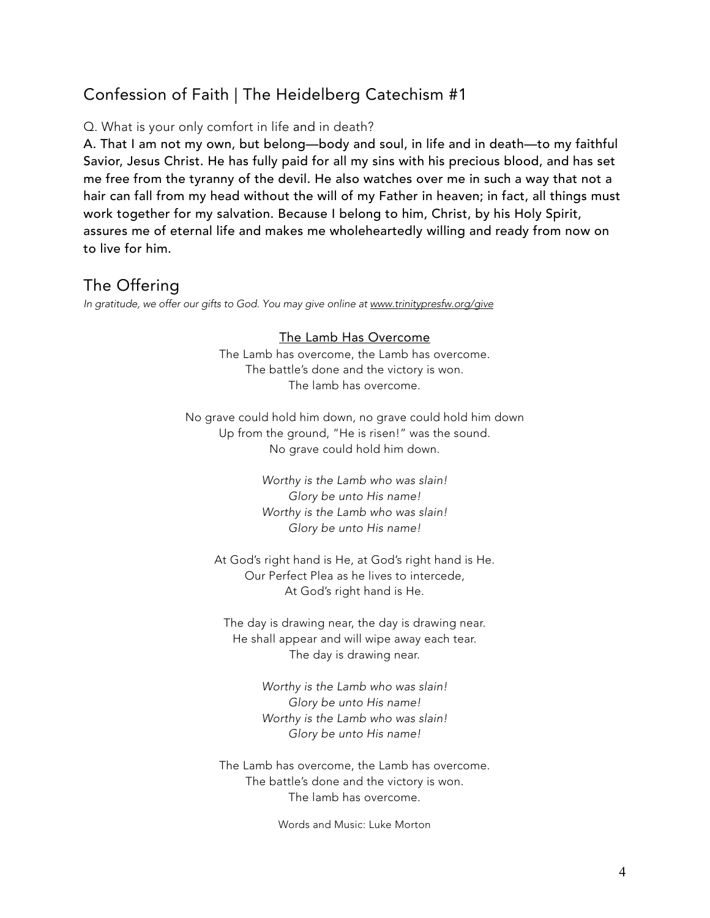## Confession of Faith | The Heidelberg Catechism #1

Q. What is your only comfort in life and in death?

**A. That I am not my own, but belong—body and soul, in life and in death—to my faithful Savior, Jesus Christ. He has fully paid for all my sins with his precious blood, and has set me free from the tyranny of the devil. He also watches over me in such a way that not a hair can fall from my head without the will of my Father in heaven; in fact, all things must work together for my salvation. Because I belong to him, Christ, by his Holy Spirit, assures me of eternal life and makes me wholeheartedly willing and ready from now on to live for him.**

## The Offering

*In gratitude, we offer our gifts to God. You may give online at www.trinitypresfw.org/give*

The Lamb Has Overcome

The Lamb has overcome, the Lamb has overcome.
The battle's done and the victory is won.
The lamb has overcome.

No grave could hold him down, no grave could hold him down
Up from the ground, "He is risen!" was the sound.
No grave could hold him down.

*Worthy is the Lamb who was slain!*
*Glory be unto His name!*
*Worthy is the Lamb who was slain!*
*Glory be unto His name!*

At God's right hand is He, at God's right hand is He.
Our Perfect Plea as he lives to intercede,
At God's right hand is He.

The day is drawing near, the day is drawing near.
He shall appear and will wipe away each tear.
The day is drawing near.

*Worthy is the Lamb who was slain!*
*Glory be unto His name!*
*Worthy is the Lamb who was slain!*
*Glory be unto His name!*

The Lamb has overcome, the Lamb has overcome.
The battle's done and the victory is won.
The lamb has overcome.

Words and Music: Luke Morton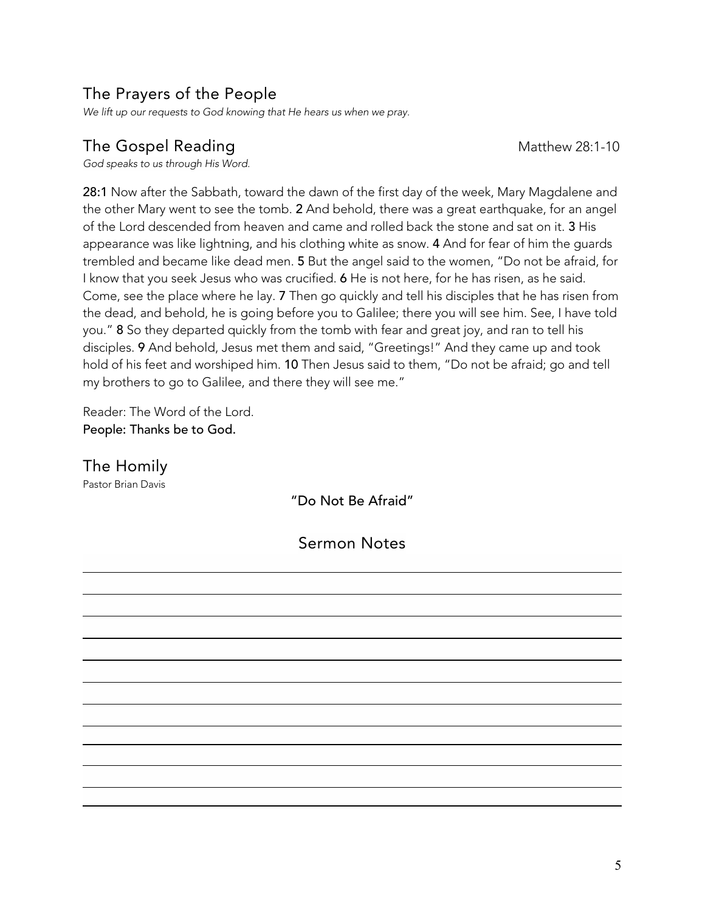## The Prayers of the People

*We lift up our requests to God knowing that He hears us when we pray.*

## The Gospel Reading

Matthew 28:1-10

*God speaks to us through His Word.*

**28:1** Now after the Sabbath, toward the dawn of the first day of the week, Mary Magdalene and the other Mary went to see the tomb. **2** And behold, there was a great earthquake, for an angel of the Lord descended from heaven and came and rolled back the stone and sat on it. **3** His appearance was like lightning, and his clothing white as snow. **4** And for fear of him the guards trembled and became like dead men. **5** But the angel said to the women, "Do not be afraid, for I know that you seek Jesus who was crucified. **6** He is not here, for he has risen, as he said. Come, see the place where he lay. **7** Then go quickly and tell his disciples that he has risen from the dead, and behold, he is going before you to Galilee; there you will see him. See, I have told you." **8** So they departed quickly from the tomb with fear and great joy, and ran to tell his disciples. **9** And behold, Jesus met them and said, "Greetings!" And they came up and took hold of his feet and worshiped him. **10** Then Jesus said to them, "Do not be afraid; go and tell my brothers to go to Galilee, and there they will see me."

Reader: The Word of the Lord.
**People: Thanks be to God.**

## The Homily

Pastor Brian Davis

**"Do Not Be Afraid"**

### Sermon Notes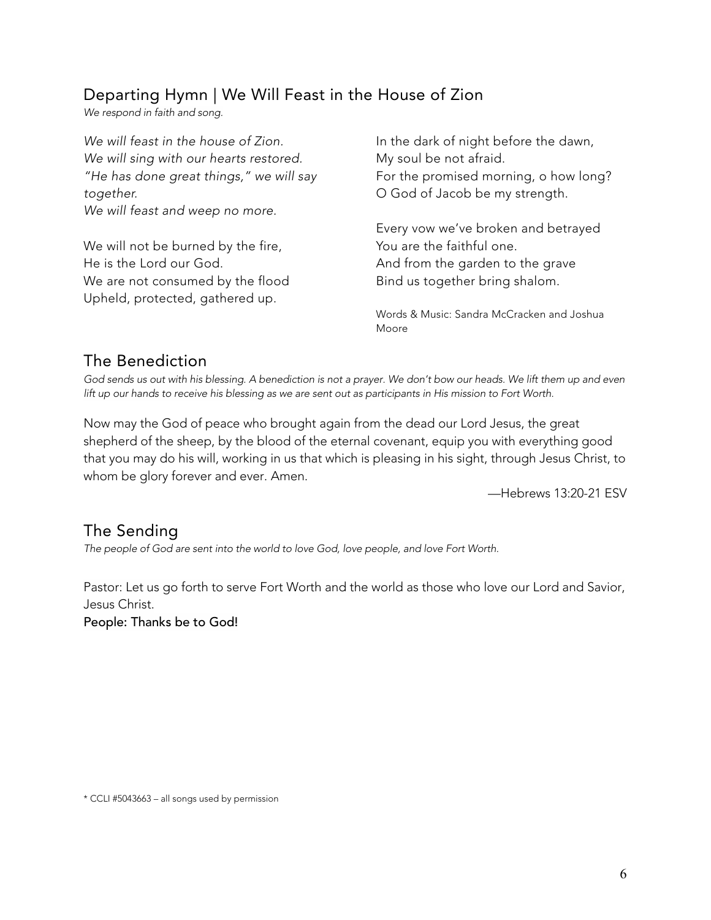## Departing Hymn | We Will Feast in the House of Zion

*We respond in faith and song.*

*We will feast in the house of Zion.*
*We will sing with our hearts restored.*
*"He has done great things," we will say together.*
*We will feast and weep no more.*

We will not be burned by the fire,
He is the Lord our God.
We are not consumed by the flood
Upheld, protected, gathered up.

In the dark of night before the dawn,
My soul be not afraid.
For the promised morning, o how long?
O God of Jacob be my strength.

Every vow we've broken and betrayed
You are the faithful one.
And from the garden to the grave
Bind us together bring shalom.

Words & Music: Sandra McCracken and Joshua Moore

## The Benediction

*God sends us out with his blessing. A benediction is not a prayer. We don't bow our heads. We lift them up and even lift up our hands to receive his blessing as we are sent out as participants in His mission to Fort Worth.*

Now may the God of peace who brought again from the dead our Lord Jesus, the great shepherd of the sheep, by the blood of the eternal covenant, equip you with everything good that you may do his will, working in us that which is pleasing in his sight, through Jesus Christ, to whom be glory forever and ever. Amen.

—Hebrews 13:20-21 ESV

## The Sending

*The people of God are sent into the world to love God, love people, and love Fort Worth.*

Pastor: Let us go forth to serve Fort Worth and the world as those who love our Lord and Savior, Jesus Christ.

**People: Thanks be to God!**

* CCLI #5043663 – all songs used by permission